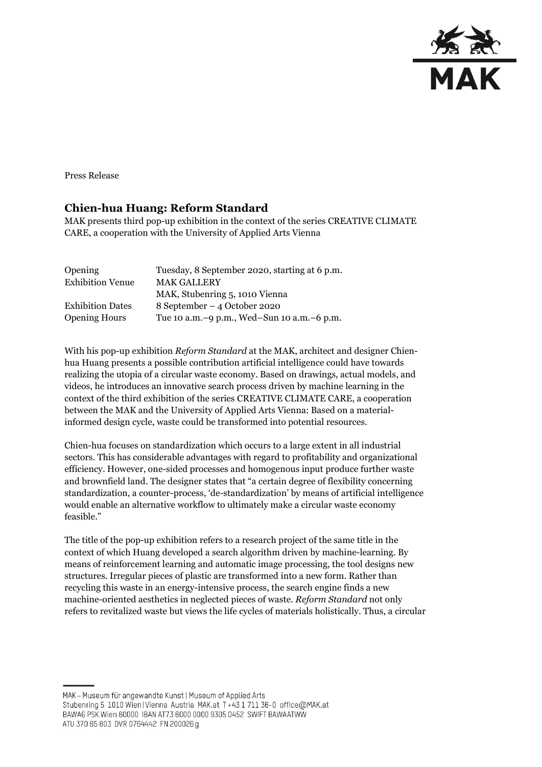Press Release

# Chien-hua Huang: Reform Standard

MAK presents third pop-up exhibition in the context of the series CREATIVE CLIMATE CARE, a cooperation with the University of Applied Arts Vienna

| | |
|---|---|
| Opening | Tuesday, 8 September 2020, starting at 6 p.m. |
| Exhibition Venue | MAK GALLERY<br>MAK, Stubenring 5, 1010 Vienna |
| Exhibition Dates | 8 September – 4 October 2020 |
| Opening Hours | Tue 10 a.m.–9 p.m., Wed–Sun 10 a.m.–6 p.m. |

With his pop-up exhibition *Reform Standard* at the MAK, architect and designer Chien-hua Huang presents a possible contribution artificial intelligence could have towards realizing the utopia of a circular waste economy. Based on drawings, actual models, and videos, he introduces an innovative search process driven by machine learning in the context of the third exhibition of the series CREATIVE CLIMATE CARE, a cooperation between the MAK and the University of Applied Arts Vienna: Based on a material-informed design cycle, waste could be transformed into potential resources.

Chien-hua focuses on standardization which occurs to a large extent in all industrial sectors. This has considerable advantages with regard to profitability and organizational efficiency. However, one-sided processes and homogenous input produce further waste and brownfield land. The designer states that "a certain degree of flexibility concerning standardization, a counter-process, 'de-standardization' by means of artificial intelligence would enable an alternative workflow to ultimately make a circular waste economy feasible."

The title of the pop-up exhibition refers to a research project of the same title in the context of which Huang developed a search algorithm driven by machine-learning. By means of reinforcement learning and automatic image processing, the tool designs new structures. Irregular pieces of plastic are transformed into a new form. Rather than recycling this waste in an energy-intensive process, the search engine finds a new machine-oriented aesthetics in neglected pieces of waste. *Reform Standard* not only refers to revitalized waste but views the life cycles of materials holistically. Thus, a circular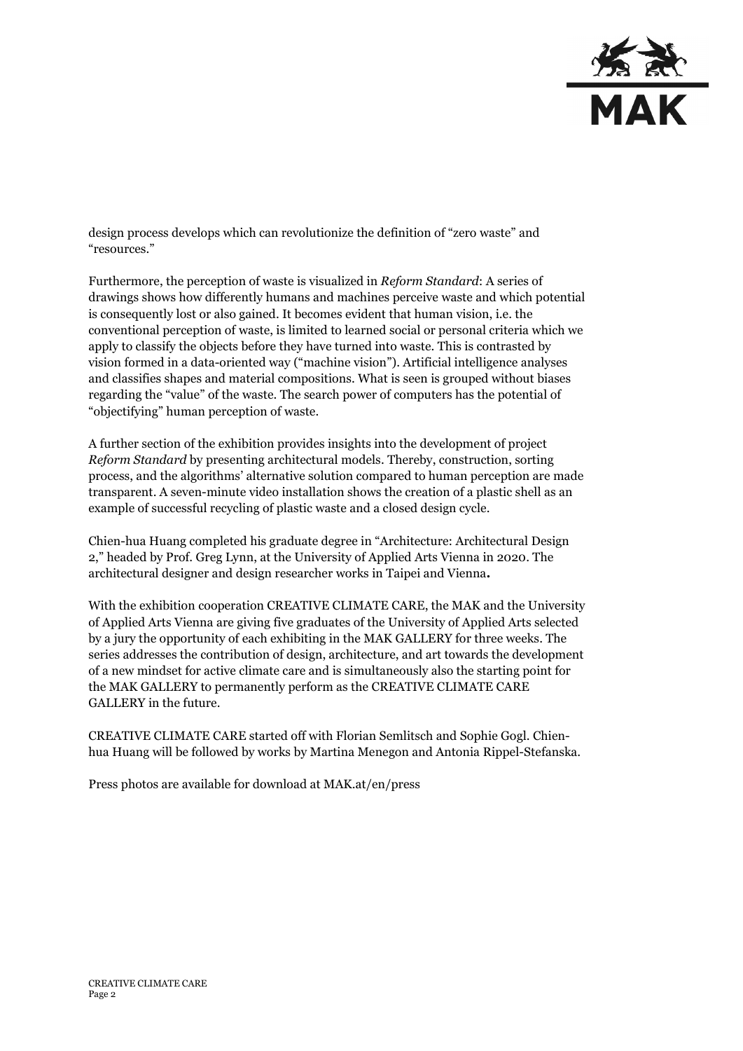design process develops which can revolutionize the definition of "zero waste" and "resources."

Furthermore, the perception of waste is visualized in *Reform Standard*: A series of drawings shows how differently humans and machines perceive waste and which potential is consequently lost or also gained. It becomes evident that human vision, i.e. the conventional perception of waste, is limited to learned social or personal criteria which we apply to classify the objects before they have turned into waste. This is contrasted by vision formed in a data-oriented way ("machine vision"). Artificial intelligence analyses and classifies shapes and material compositions. What is seen is grouped without biases regarding the "value" of the waste. The search power of computers has the potential of "objectifying" human perception of waste.

A further section of the exhibition provides insights into the development of project *Reform Standard* by presenting architectural models. Thereby, construction, sorting process, and the algorithms' alternative solution compared to human perception are made transparent. A seven-minute video installation shows the creation of a plastic shell as an example of successful recycling of plastic waste and a closed design cycle.

Chien-hua Huang completed his graduate degree in "Architecture: Architectural Design 2," headed by Prof. Greg Lynn, at the University of Applied Arts Vienna in 2020. The architectural designer and design researcher works in Taipei and Vienna**.**

With the exhibition cooperation CREATIVE CLIMATE CARE, the MAK and the University of Applied Arts Vienna are giving five graduates of the University of Applied Arts selected by a jury the opportunity of each exhibiting in the MAK GALLERY for three weeks. The series addresses the contribution of design, architecture, and art towards the development of a new mindset for active climate care and is simultaneously also the starting point for the MAK GALLERY to permanently perform as the CREATIVE CLIMATE CARE GALLERY in the future.

CREATIVE CLIMATE CARE started off with Florian Semlitsch and Sophie Gogl. Chien-hua Huang will be followed by works by Martina Menegon and Antonia Rippel-Stefanska.

Press photos are available for download at MAK.at/en/press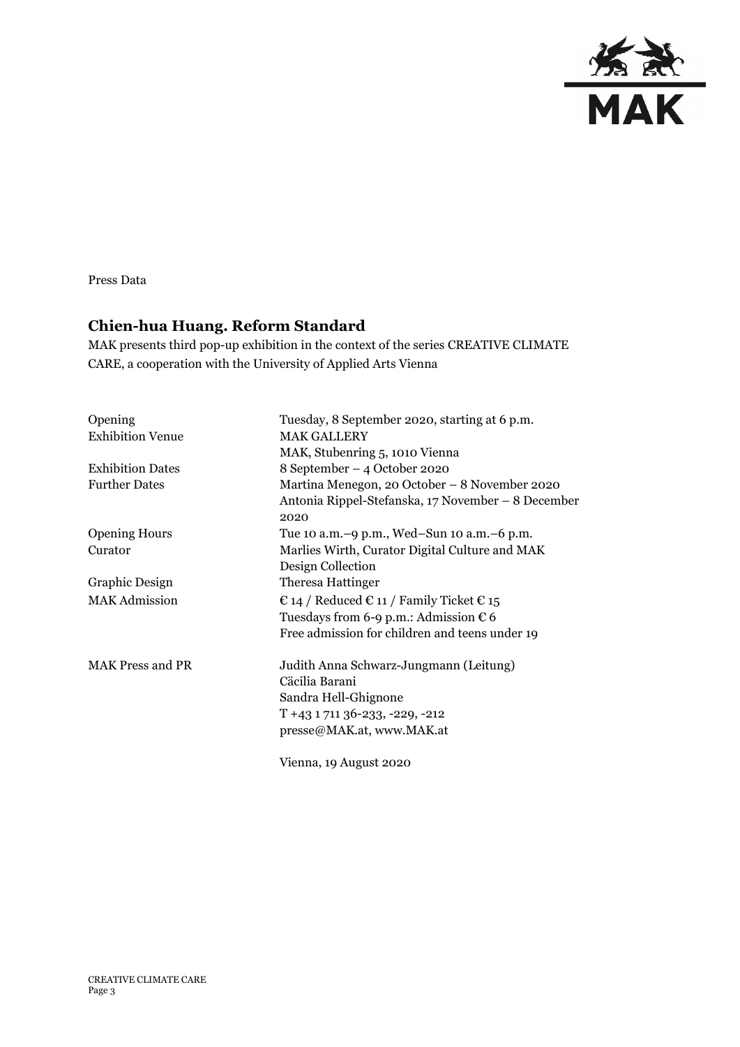Press Data

## Chien-hua Huang. Reform Standard

MAK presents third pop-up exhibition in the context of the series CREATIVE CLIMATE CARE, a cooperation with the University of Applied Arts Vienna

| | |
|---|---|
| Opening | Tuesday, 8 September 2020, starting at 6 p.m. |
| Exhibition Venue | MAK GALLERY<br>MAK, Stubenring 5, 1010 Vienna |
| Exhibition Dates | 8 September – 4 October 2020 |
| Further Dates | Martina Menegon, 20 October – 8 November 2020<br>Antonia Rippel-Stefanska, 17 November – 8 December 2020 |
| Opening Hours | Tue 10 a.m.–9 p.m., Wed–Sun 10 a.m.–6 p.m. |
| Curator | Marlies Wirth, Curator Digital Culture and MAK Design Collection |
| Graphic Design | Theresa Hattinger |
| MAK Admission | € 14 / Reduced € 11 / Family Ticket € 15<br>Tuesdays from 6-9 p.m.: Admission € 6<br>Free admission for children and teens under 19 |
| MAK Press and PR | Judith Anna Schwarz-Jungmann (Leitung)<br>Cäcilia Barani<br>Sandra Hell-Ghignone<br>T +43 1 711 36-233, -229, -212<br>presse@MAK.at, www.MAK.at |

Vienna, 19 August 2020